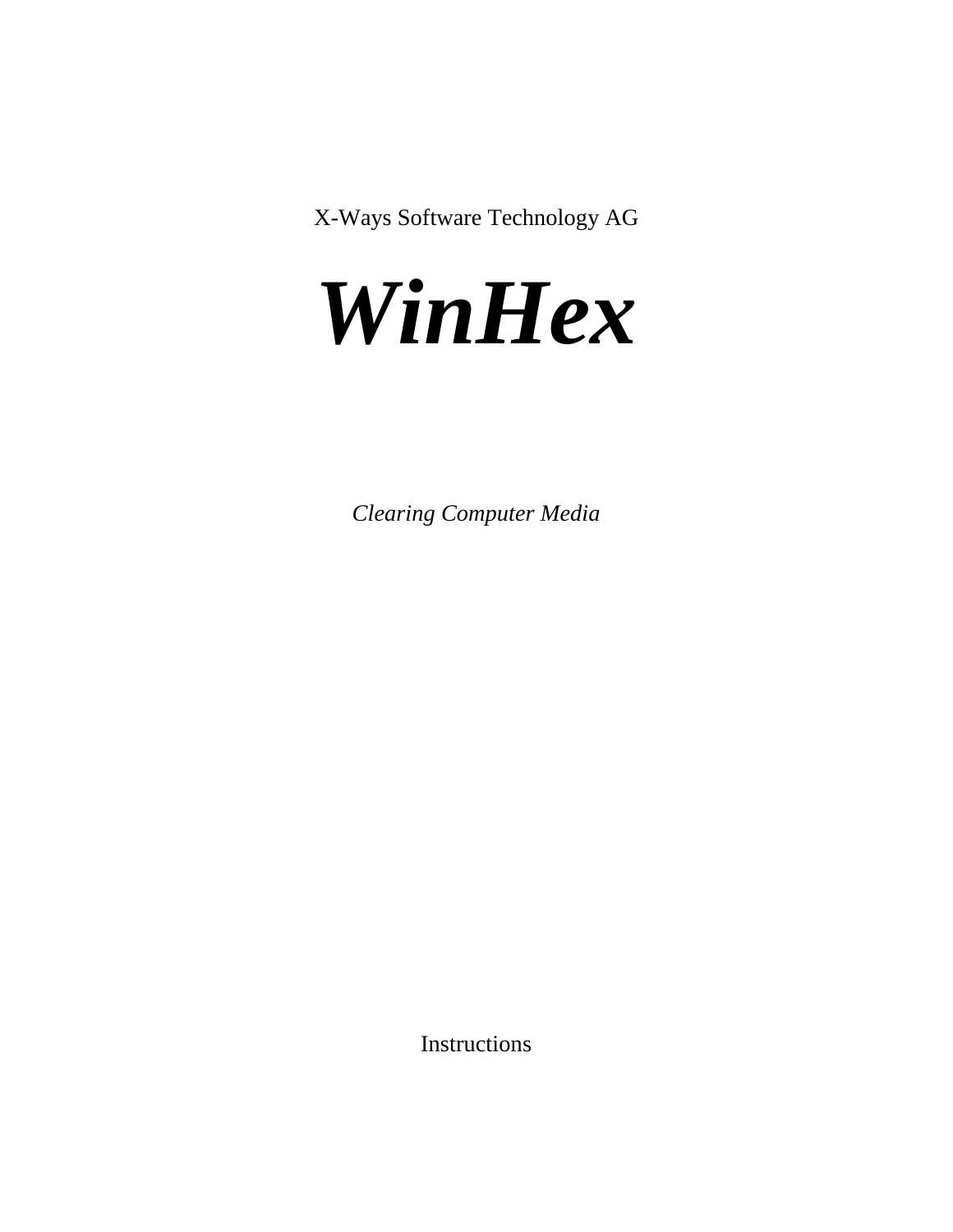X-Ways Software Technology AG

# *WinHex*

*Clearing Computer Media*

Instructions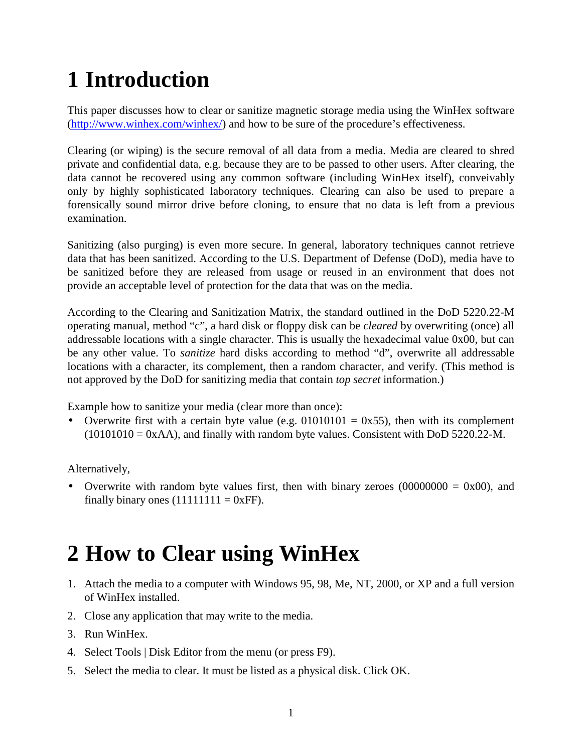# 1 Introduction

This paper discusses how to clear or sanitize magnetic storage media using the WinHex software ([http://www.winhex.com/winhex/](http://www.winhex.com/winhex/)) and how to be sure of the procedure's effectiveness.

Clearing (or wiping) is the secure removal of all data from a media. Media are cleared to shred private and confidential data, e.g. because they are to be passed to other users. After clearing, the data cannot be recovered using any common software (including WinHex itself), conveivably only by highly sophisticated laboratory techniques. Clearing can also be used to prepare a forensically sound mirror drive before cloning, to ensure that no data is left from a previous examination.

Sanitizing (also purging) is even more secure. In general, laboratory techniques cannot retrieve data that has been sanitized. According to the U.S. Department of Defense (DoD), media have to be sanitized before they are released from usage or reused in an environment that does not provide an acceptable level of protection for the data that was on the media.

According to the Clearing and Sanitization Matrix, the standard outlined in the DoD 5220.22-M operating manual, method "c", a hard disk or floppy disk can be *cleared* by overwriting (once) all addressable locations with a single character. This is usually the hexadecimal value 0x00, but can be any other value. To *sanitize* hard disks according to method "d", overwrite all addressable locations with a character, its complement, then a random character, and verify. (This method is not approved by the DoD for sanitizing media that contain *top secret* information.)

Example how to sanitize your media (clear more than once):

- Overwrite first with a certain byte value (e.g. 01010101 = 0x55), then with its complement (10101010 = 0xAA), and finally with random byte values. Consistent with DoD 5220.22-M.

Alternatively,

- Overwrite with random byte values first, then with binary zeroes (00000000 = 0x00), and finally binary ones (11111111 = 0xFF).

# 2 How to Clear using WinHex

1. Attach the media to a computer with Windows 95, 98, Me, NT, 2000, or XP and a full version of WinHex installed.
2. Close any application that may write to the media.
3. Run WinHex.
4. Select Tools | Disk Editor from the menu (or press F9).
5. Select the media to clear. It must be listed as a physical disk. Click OK.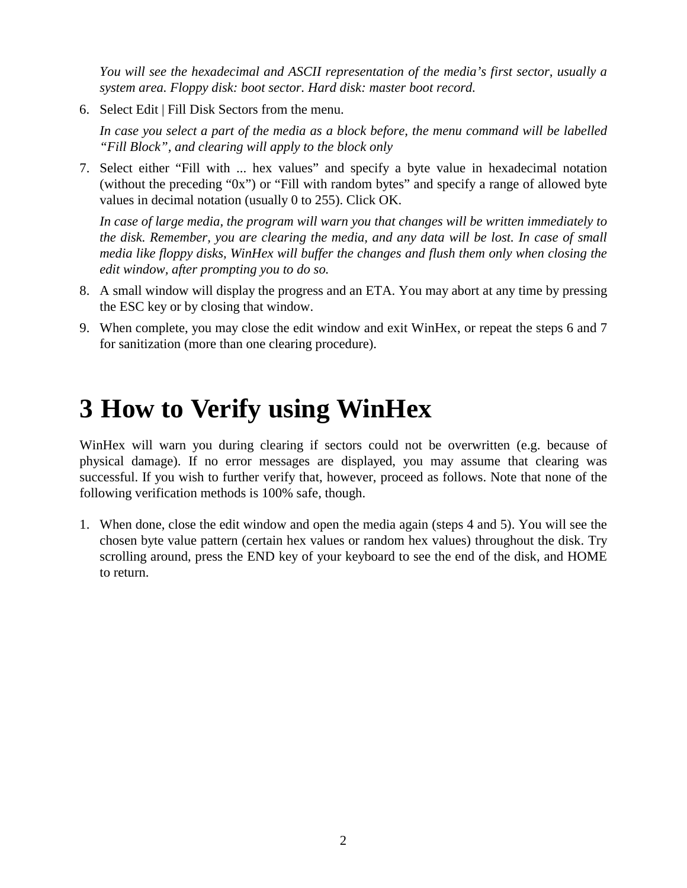*You will see the hexadecimal and ASCII representation of the media’s first sector, usually a system area. Floppy disk: boot sector. Hard disk: master boot record.*

6. Select Edit | Fill Disk Sectors from the menu.

   *In case you select a part of the media as a block before, the menu command will be labelled “Fill Block”, and clearing will apply to the block only*

7. Select either “Fill with ... hex values” and specify a byte value in hexadecimal notation (without the preceding “0x”) or “Fill with random bytes” and specify a range of allowed byte values in decimal notation (usually 0 to 255). Click OK.

   *In case of large media, the program will warn you that changes will be written immediately to the disk. Remember, you are clearing the media, and any data will be lost. In case of small media like floppy disks, WinHex will buffer the changes and flush them only when closing the edit window, after prompting you to do so.*

8. A small window will display the progress and an ETA. You may abort at any time by pressing the ESC key or by closing that window.

9. When complete, you may close the edit window and exit WinHex, or repeat the steps 6 and 7 for sanitization (more than one clearing procedure).

# 3 How to Verify using WinHex

WinHex will warn you during clearing if sectors could not be overwritten (e.g. because of physical damage). If no error messages are displayed, you may assume that clearing was successful. If you wish to further verify that, however, proceed as follows. Note that none of the following verification methods is 100% safe, though.

1. When done, close the edit window and open the media again (steps 4 and 5). You will see the chosen byte value pattern (certain hex values or random hex values) throughout the disk. Try scrolling around, press the END key of your keyboard to see the end of the disk, and HOME to return.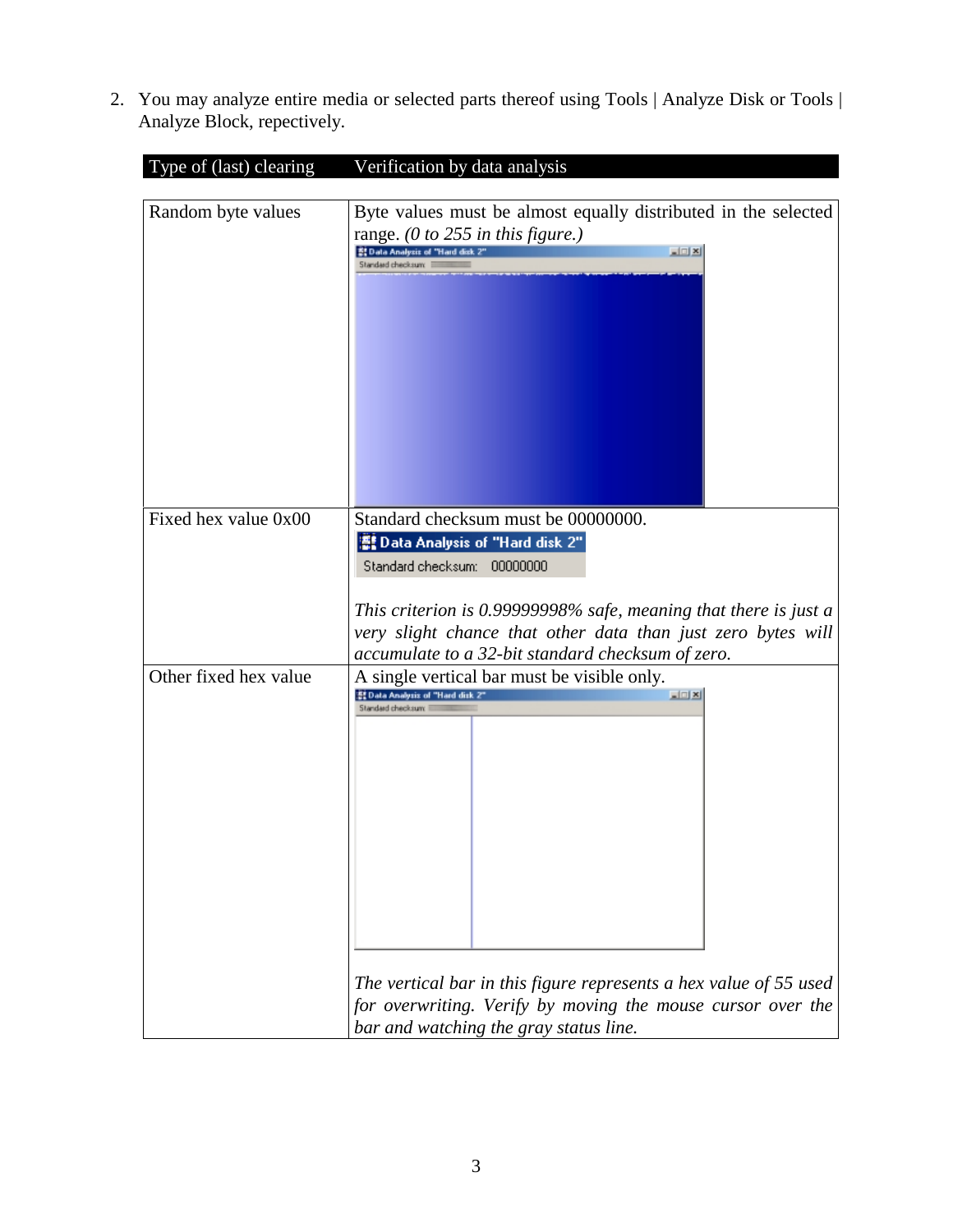2. You may analyze entire media or selected parts thereof using Tools | Analyze Disk or Tools | Analyze Block, repectively.

| Type of (last) clearing | Verification by data analysis |
|---|---|
| Random byte values | Byte values must be almost equally distributed in the selected range. *(0 to 255 in this figure.)* |
| Fixed hex value 0x00 | Standard checksum must be 00000000. *This criterion is 0.99999998% safe, meaning that there is just a very slight chance that other data than just zero bytes will accumulate to a 32-bit standard checksum of zero.* |
| Other fixed hex value | A single vertical bar must be visible only. *The vertical bar in this figure represents a hex value of 55 used for overwriting. Verify by moving the mouse cursor over the bar and watching the gray status line.* |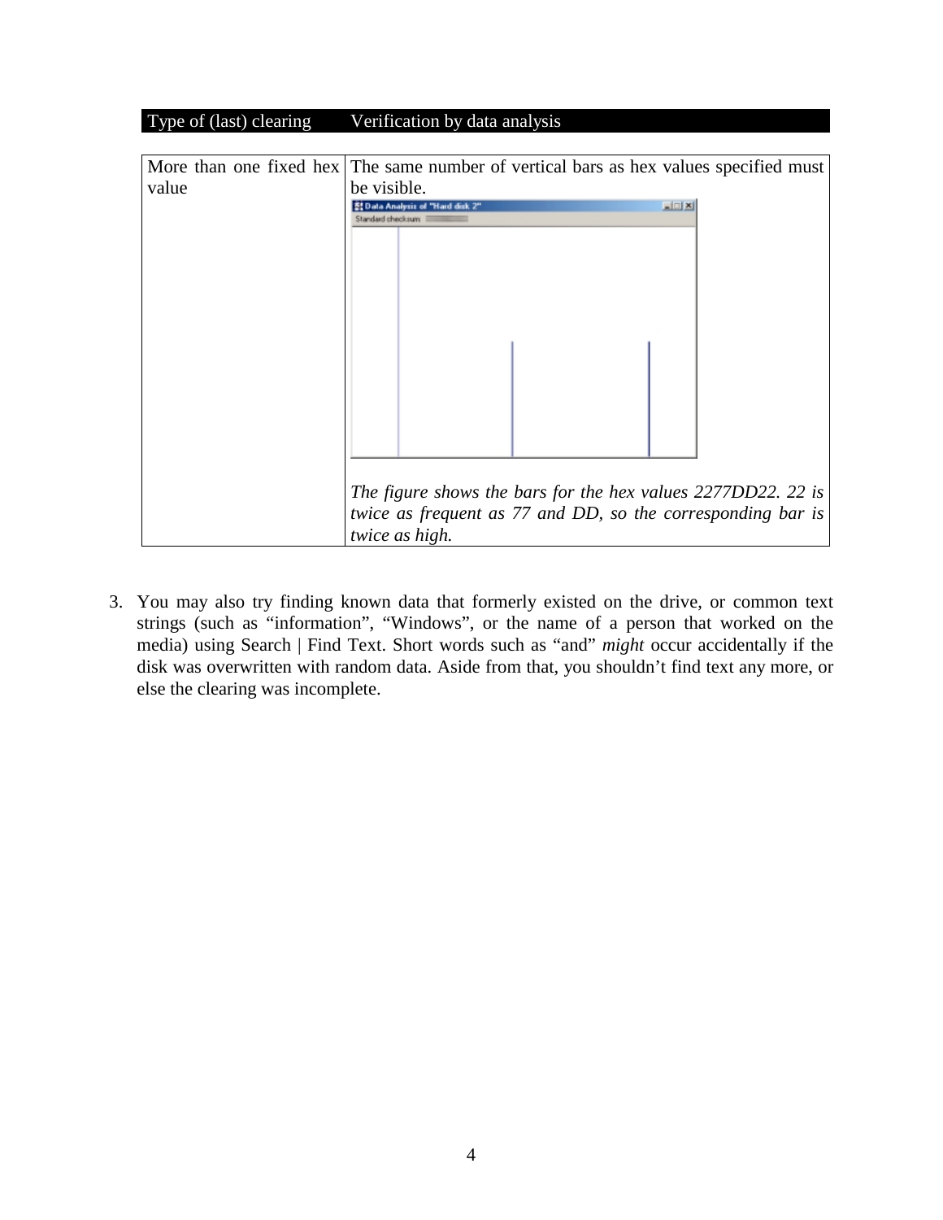| Type of (last) clearing | Verification by data analysis |
| --- | --- |
| More than one fixed hex value | The same number of vertical bars as hex values specified must be visible.<br><br>Data Analysis of "Hard disk 2"<br>Standard checksum<br><br>*The figure shows the bars for the hex values 2277DD22. 22 is twice as frequent as 77 and DD, so the corresponding bar is twice as high.* |

3. You may also try finding known data that formerly existed on the drive, or common text strings (such as “information”, “Windows”, or the name of a person that worked on the media) using Search | Find Text. Short words such as “and” *might* occur accidentally if the disk was overwritten with random data. Aside from that, you shouldn’t find text any more, or else the clearing was incomplete.